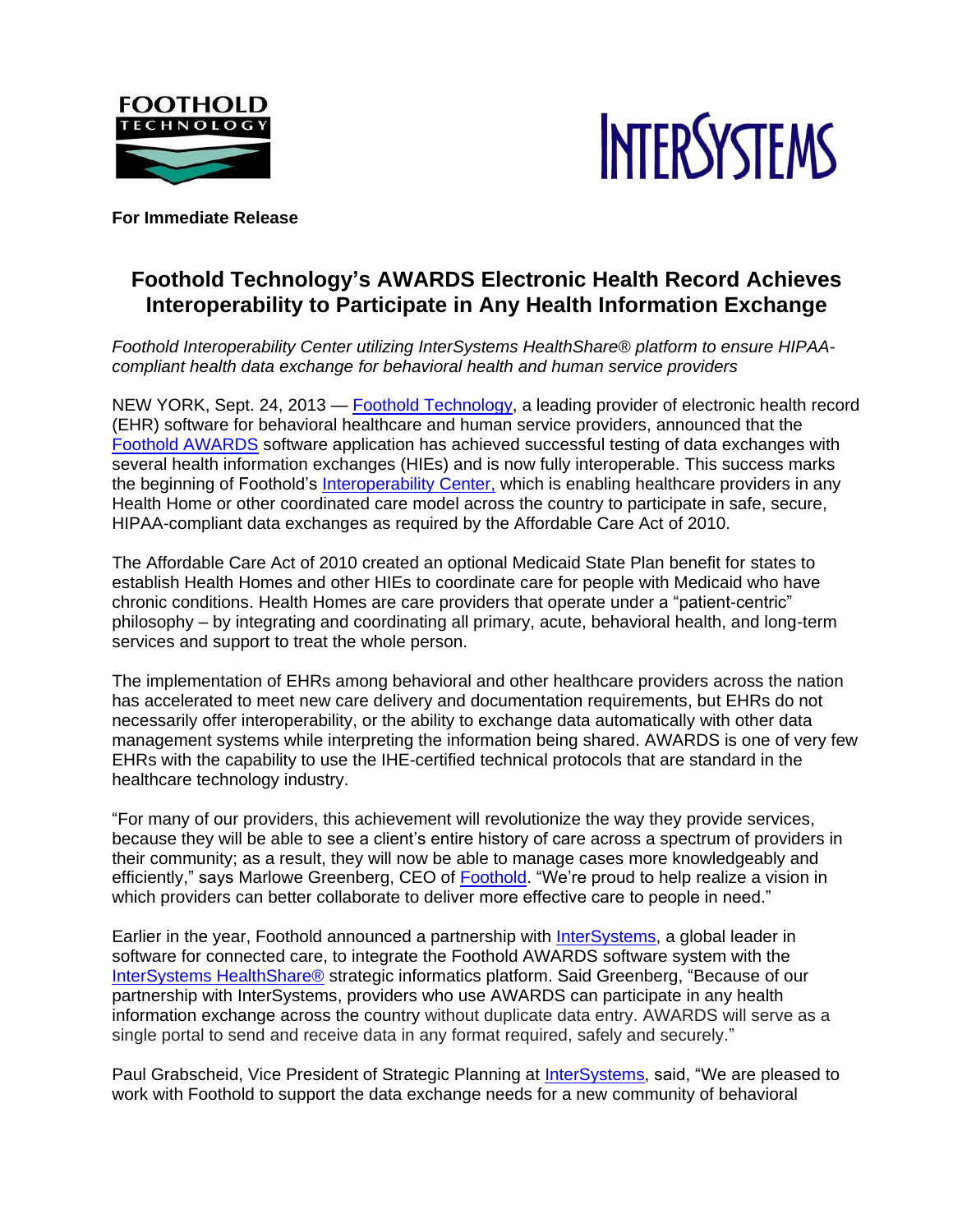FOOTHOLD TECHNOLOGY

INTERSYSTEMS

**For Immediate Release**

# Foothold Technology's AWARDS Electronic Health Record Achieves Interoperability to Participate in Any Health Information Exchange

*Foothold Interoperability Center utilizing InterSystems HealthShare® platform to ensure HIPAA-compliant health data exchange for behavioral health and human service providers*

NEW YORK, Sept. 24, 2013 — Foothold Technology, a leading provider of electronic health record (EHR) software for behavioral healthcare and human service providers, announced that the Foothold AWARDS software application has achieved successful testing of data exchanges with several health information exchanges (HIEs) and is now fully interoperable. This success marks the beginning of Foothold's Interoperability Center, which is enabling healthcare providers in any Health Home or other coordinated care model across the country to participate in safe, secure, HIPAA-compliant data exchanges as required by the Affordable Care Act of 2010.

The Affordable Care Act of 2010 created an optional Medicaid State Plan benefit for states to establish Health Homes and other HIEs to coordinate care for people with Medicaid who have chronic conditions. Health Homes are care providers that operate under a "patient-centric" philosophy – by integrating and coordinating all primary, acute, behavioral health, and long-term services and support to treat the whole person.

The implementation of EHRs among behavioral and other healthcare providers across the nation has accelerated to meet new care delivery and documentation requirements, but EHRs do not necessarily offer interoperability, or the ability to exchange data automatically with other data management systems while interpreting the information being shared. AWARDS is one of very few EHRs with the capability to use the IHE-certified technical protocols that are standard in the healthcare technology industry.

"For many of our providers, this achievement will revolutionize the way they provide services, because they will be able to see a client's entire history of care across a spectrum of providers in their community; as a result, they will now be able to manage cases more knowledgeably and efficiently," says Marlowe Greenberg, CEO of Foothold. "We're proud to help realize a vision in which providers can better collaborate to deliver more effective care to people in need."

Earlier in the year, Foothold announced a partnership with InterSystems, a global leader in software for connected care, to integrate the Foothold AWARDS software system with the InterSystems HealthShare® strategic informatics platform. Said Greenberg, "Because of our partnership with InterSystems, providers who use AWARDS can participate in any health information exchange across the country without duplicate data entry. AWARDS will serve as a single portal to send and receive data in any format required, safely and securely."

Paul Grabscheid, Vice President of Strategic Planning at InterSystems, said, "We are pleased to work with Foothold to support the data exchange needs for a new community of behavioral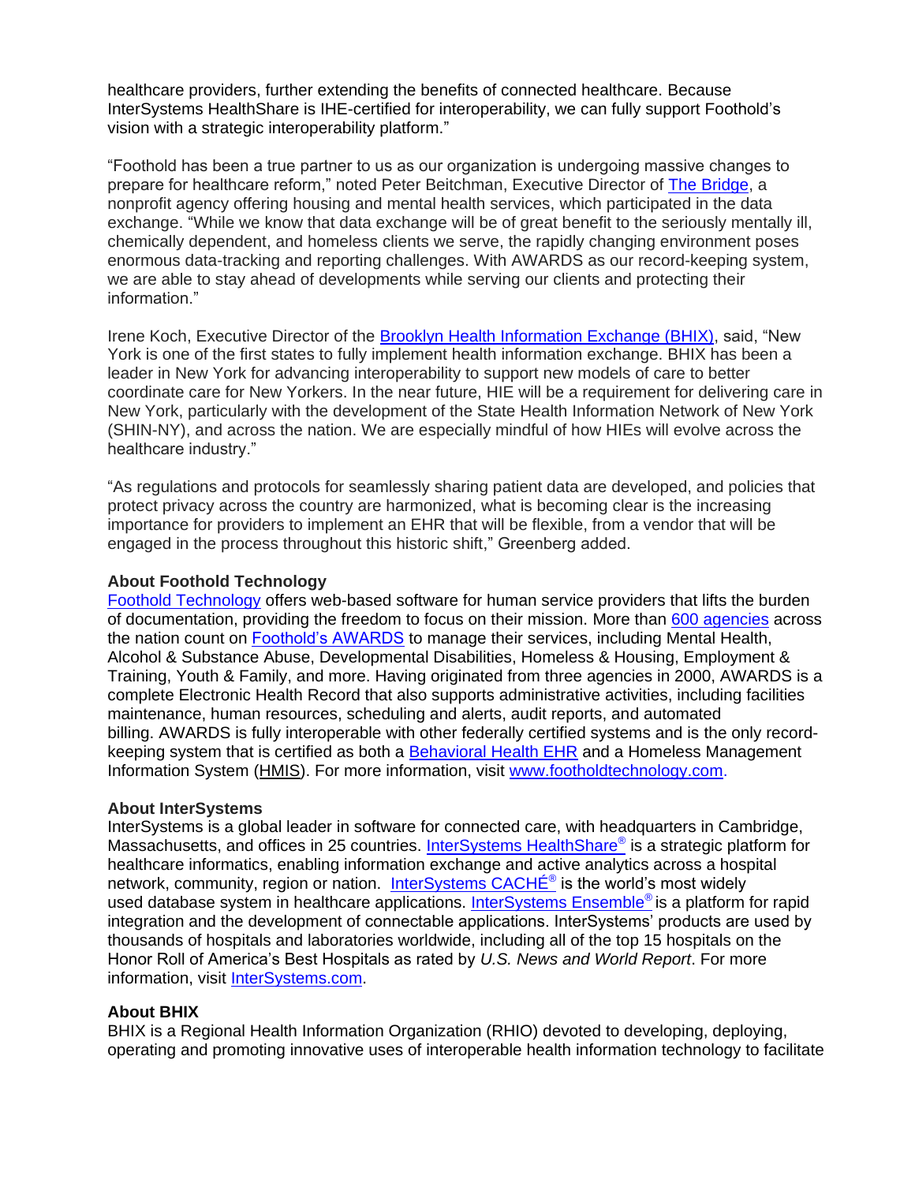healthcare providers, further extending the benefits of connected healthcare. Because InterSystems HealthShare is IHE-certified for interoperability, we can fully support Foothold's vision with a strategic interoperability platform."

"Foothold has been a true partner to us as our organization is undergoing massive changes to prepare for healthcare reform," noted Peter Beitchman, Executive Director of The Bridge, a nonprofit agency offering housing and mental health services, which participated in the data exchange. "While we know that data exchange will be of great benefit to the seriously mentally ill, chemically dependent, and homeless clients we serve, the rapidly changing environment poses enormous data-tracking and reporting challenges. With AWARDS as our record-keeping system, we are able to stay ahead of developments while serving our clients and protecting their information."

Irene Koch, Executive Director of the Brooklyn Health Information Exchange (BHIX), said, "New York is one of the first states to fully implement health information exchange. BHIX has been a leader in New York for advancing interoperability to support new models of care to better coordinate care for New Yorkers. In the near future, HIE will be a requirement for delivering care in New York, particularly with the development of the State Health Information Network of New York (SHIN-NY), and across the nation. We are especially mindful of how HIEs will evolve across the healthcare industry."

"As regulations and protocols for seamlessly sharing patient data are developed, and policies that protect privacy across the country are harmonized, what is becoming clear is the increasing importance for providers to implement an EHR that will be flexible, from a vendor that will be engaged in the process throughout this historic shift," Greenberg added.

**About Foothold Technology**

Foothold Technology offers web-based software for human service providers that lifts the burden of documentation, providing the freedom to focus on their mission. More than 600 agencies across the nation count on Foothold's AWARDS to manage their services, including Mental Health, Alcohol & Substance Abuse, Developmental Disabilities, Homeless & Housing, Employment & Training, Youth & Family, and more. Having originated from three agencies in 2000, AWARDS is a complete Electronic Health Record that also supports administrative activities, including facilities maintenance, human resources, scheduling and alerts, audit reports, and automated billing. AWARDS is fully interoperable with other federally certified systems and is the only record-keeping system that is certified as both a Behavioral Health EHR and a Homeless Management Information System (HMIS). For more information, visit www.footholdtechnology.com.

**About InterSystems**

InterSystems is a global leader in software for connected care, with headquarters in Cambridge, Massachusetts, and offices in 25 countries. InterSystems HealthShare® is a strategic platform for healthcare informatics, enabling information exchange and active analytics across a hospital network, community, region or nation. InterSystems CACHÉ® is the world's most widely used database system in healthcare applications. InterSystems Ensemble® is a platform for rapid integration and the development of connectable applications. InterSystems' products are used by thousands of hospitals and laboratories worldwide, including all of the top 15 hospitals on the Honor Roll of America's Best Hospitals as rated by *U.S. News and World Report*. For more information, visit InterSystems.com.

**About BHIX**

BHIX is a Regional Health Information Organization (RHIO) devoted to developing, deploying, operating and promoting innovative uses of interoperable health information technology to facilitate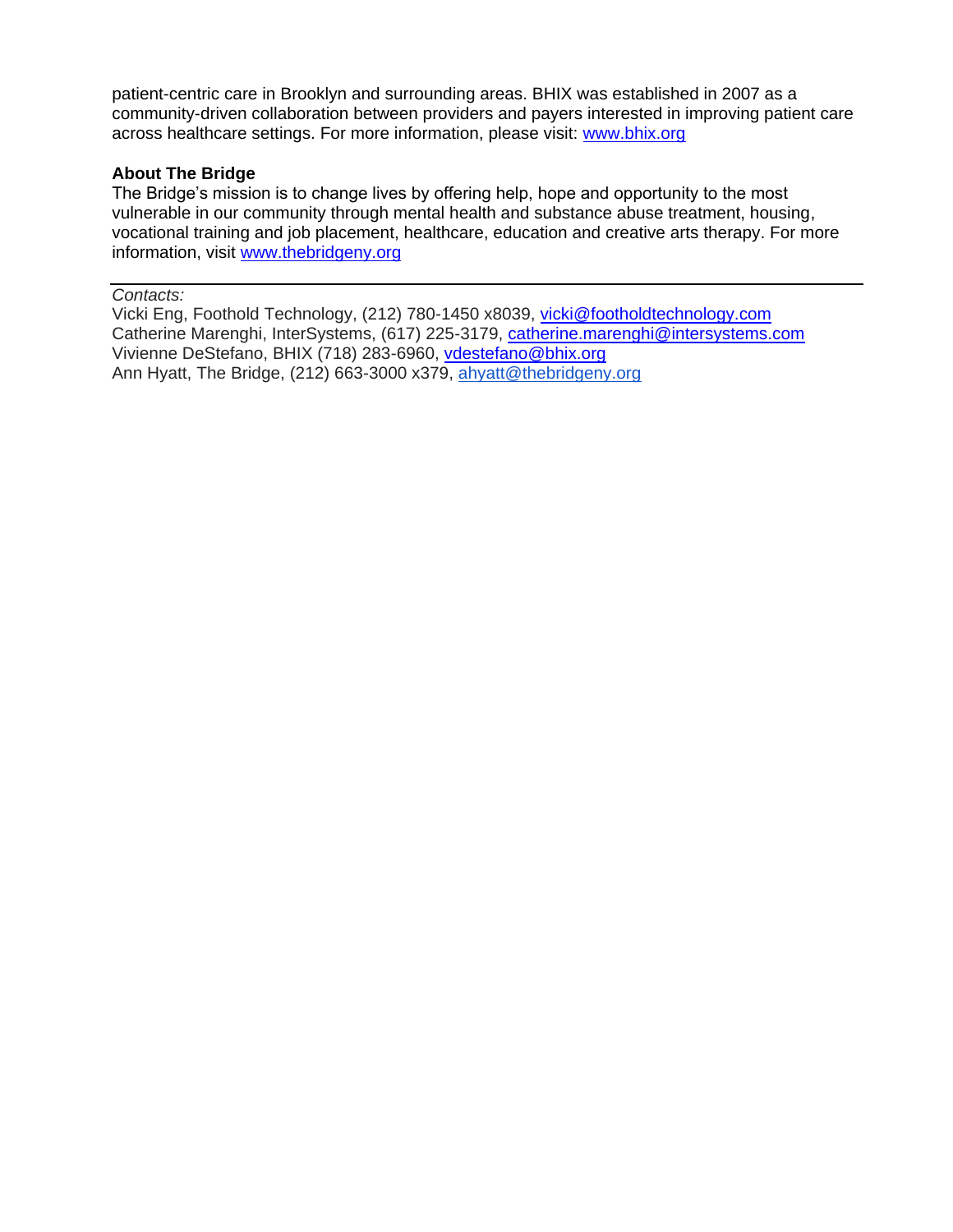patient-centric care in Brooklyn and surrounding areas. BHIX was established in 2007 as a community-driven collaboration between providers and payers interested in improving patient care across healthcare settings. For more information, please visit: www.bhix.org

**About The Bridge**

The Bridge's mission is to change lives by offering help, hope and opportunity to the most vulnerable in our community through mental health and substance abuse treatment, housing, vocational training and job placement, healthcare, education and creative arts therapy. For more information, visit www.thebridgeny.org

---

*Contacts:*

Vicki Eng, Foothold Technology, (212) 780-1450 x8039, vicki@footholdtechnology.com
Catherine Marenghi, InterSystems, (617) 225-3179, catherine.marenghi@intersystems.com
Vivienne DeStefano, BHIX (718) 283-6960, vdestefano@bhix.org
Ann Hyatt, The Bridge, (212) 663-3000 x379, ahyatt@thebridgeny.org